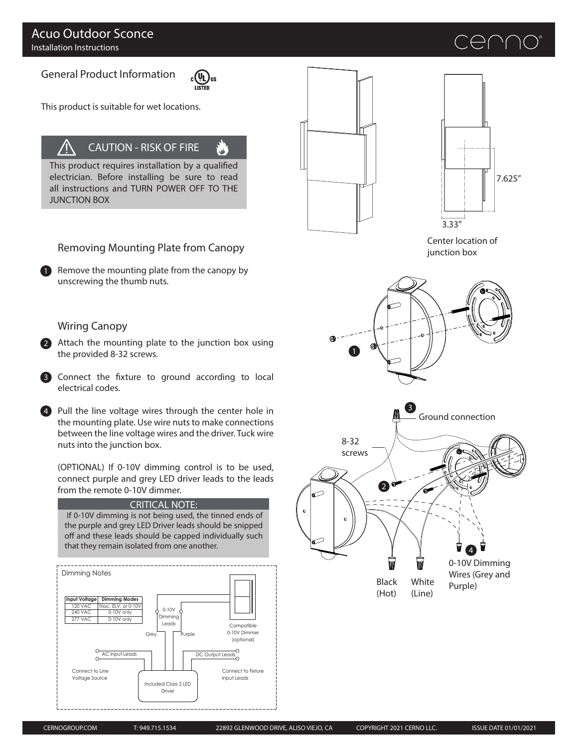# Acuo Outdoor Sconce

Installation Instructions

cerno

## General Product Information

c UL us LISTED

This product is suitable for wet locations.

**CAUTION - RISK OF FIRE**

This product requires installation by a qualified electrician. Before installing be sure to read all instructions and TURN POWER OFF TO THE JUNCTION BOX

7.625"

3.33"

Center location of junction box

### Removing Mounting Plate from Canopy

1. Remove the mounting plate from the canopy by unscrewing the thumb nuts.

### Wiring Canopy

2. Attach the mounting plate to the junction box using the provided 8-32 screws.

3. Connect the fixture to ground according to local electrical codes.

4. Pull the line voltage wires through the center hole in the mounting plate. Use wire nuts to make connections between the line voltage wires and the driver. Tuck wire nuts into the junction box.

   (OPTIONAL) If 0-10V dimming control is to be used, connect purple and grey LED driver leads to the leads from the remote 0-10V dimmer.

**CRITICAL NOTE:**

If 0-10V dimming is not being used, the tinned ends of the purple and grey LED Driver leads should be snipped off and these leads should be capped individually such that they remain isolated from one another.

Ground connection

8-32 screws

Black (Hot)

White (Line)

0-10V Dimming Wires (Grey and Purple)

### Dimming Notes

| Input Voltage | Dimming Modes |
|---|---|
| 120 VAC | Triac, ELV, or 0-10V |
| 240 VAC | 0-10V only |
| 277 VAC | 0-10V only |

0-10V Dimming Leads

Grey

Purple

Compatible 0-10V Dimmer (optional)

AC Input Leads

DC Output Leads

Connect to Line Voltage Source

Connect to Fixture Input Leads

Included Class 2 LED Driver

CERNOGROUP.COM T: 949.715.1534 22892 GLENWOOD DRIVE, ALISO VIEJO, CA COPYRIGHT 2021 CERNO LLC. ISSUE DATE 01/01/2021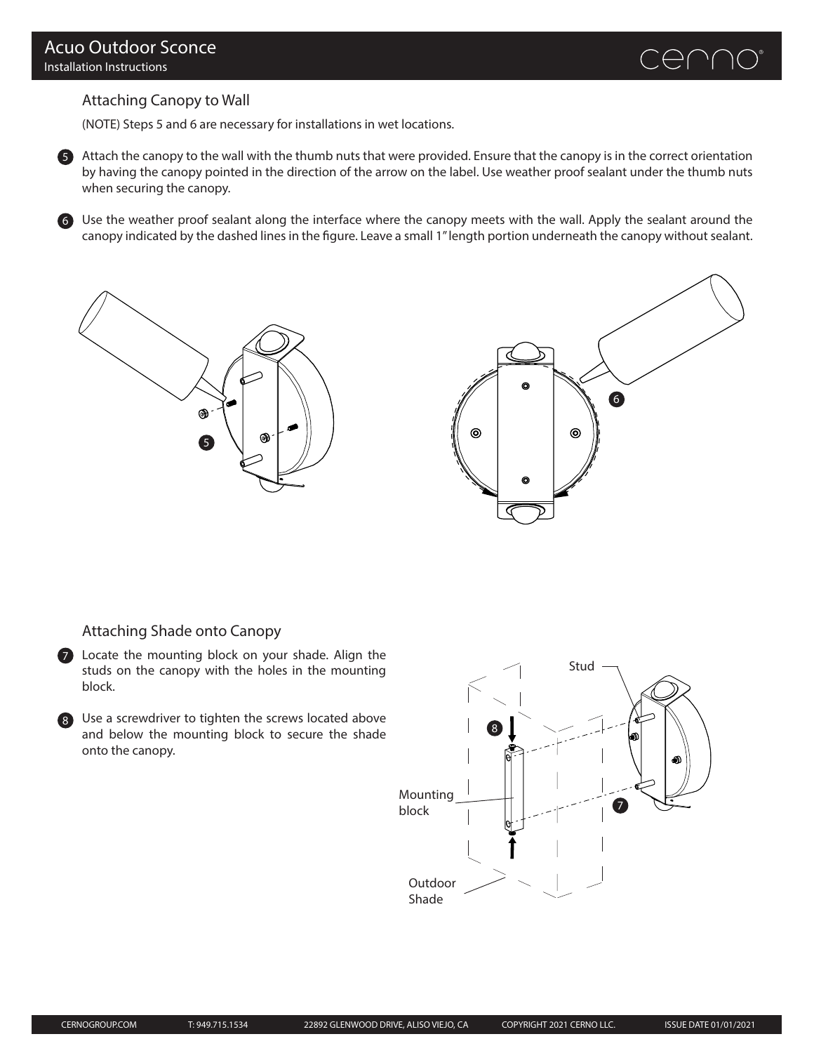## Attaching Canopy to Wall

(NOTE) Steps 5 and 6 are necessary for installations in wet locations.

5. Attach the canopy to the wall with the thumb nuts that were provided. Ensure that the canopy is in the correct orientation by having the canopy pointed in the direction of the arrow on the label. Use weather proof sealant under the thumb nuts when securing the canopy.

6. Use the weather proof sealant along the interface where the canopy meets with the wall. Apply the sealant around the canopy indicated by the dashed lines in the figure. Leave a small 1" length portion underneath the canopy without sealant.

5

6

## Attaching Shade onto Canopy

7. Locate the mounting block on your shade. Align the studs on the canopy with the holes in the mounting block.

8. Use a screwdriver to tighten the screws located above and below the mounting block to secure the shade onto the canopy.

Stud

8

Mounting block

7

Outdoor Shade